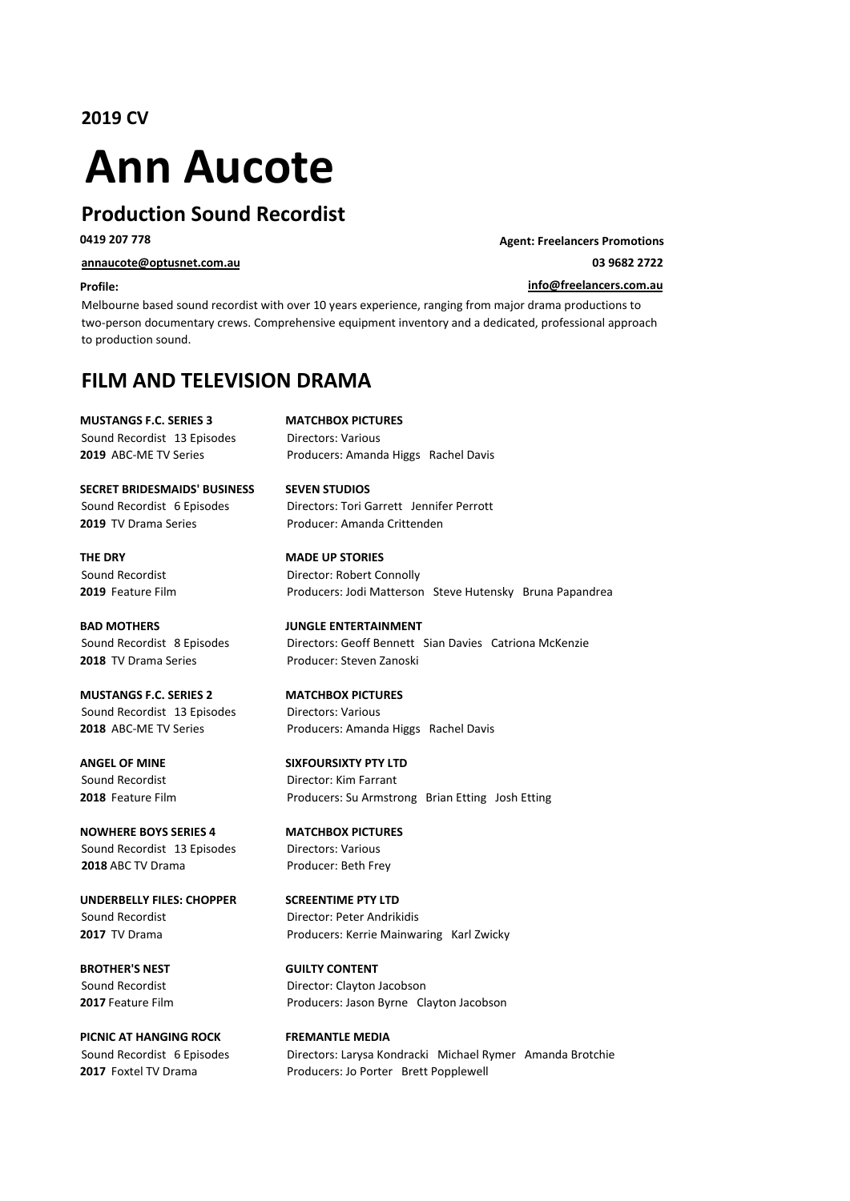**2019 CV**

# Ann Aucote

## Production Sound Recordist

**0419 207 778**

**annaucote@optusnet.com.au**

**Agent: Freelancers Promotions**

**03 9682 2722**

**info@freelancers.com.au**

**Profile:**

Melbourne based sound recordist with over 10 years experience, ranging from major drama productions to two-person documentary crews. Comprehensive equipment inventory and a dedicated, professional approach to production sound.

## FILM AND TELEVISION DRAMA

**MUSTANGS F.C. SERIES 3** — **MATCHBOX PICTURES**
Sound Recordist 13 Episodes — Directors: Various
**2019** ABC-ME TV Series — Producers: Amanda Higgs Rachel Davis

**SECRET BRIDESMAIDS' BUSINESS** — **SEVEN STUDIOS**
Sound Recordist 6 Episodes — Directors: Tori Garrett Jennifer Perrott
**2019** TV Drama Series — Producer: Amanda Crittenden

**THE DRY** — **MADE UP STORIES**
Sound Recordist — Director: Robert Connolly
**2019** Feature Film — Producers: Jodi Matterson Steve Hutensky Bruna Papandrea

**BAD MOTHERS** — **JUNGLE ENTERTAINMENT**
Sound Recordist 8 Episodes — Directors: Geoff Bennett Sian Davies Catriona McKenzie
**2018** TV Drama Series — Producer: Steven Zanoski

**MUSTANGS F.C. SERIES 2** — **MATCHBOX PICTURES**
Sound Recordist 13 Episodes — Directors: Various
**2018** ABC-ME TV Series — Producers: Amanda Higgs Rachel Davis

**ANGEL OF MINE** — **SIXFOURSIXTY PTY LTD**
Sound Recordist — Director: Kim Farrant
**2018** Feature Film — Producers: Su Armstrong Brian Etting Josh Etting

**NOWHERE BOYS SERIES 4** — **MATCHBOX PICTURES**
Sound Recordist 13 Episodes — Directors: Various
**2018** ABC TV Drama — Producer: Beth Frey

**UNDERBELLY FILES: CHOPPER** — **SCREENTIME PTY LTD**
Sound Recordist — Director: Peter Andrikidis
**2017** TV Drama — Producers: Kerrie Mainwaring Karl Zwicky

**BROTHER'S NEST** — **GUILTY CONTENT**
Sound Recordist — Director: Clayton Jacobson
**2017** Feature Film — Producers: Jason Byrne Clayton Jacobson

**PICNIC AT HANGING ROCK** — **FREMANTLE MEDIA**
Sound Recordist 6 Episodes — Directors: Larysa Kondracki Michael Rymer Amanda Brotchie
**2017** Foxtel TV Drama — Producers: Jo Porter Brett Popplewell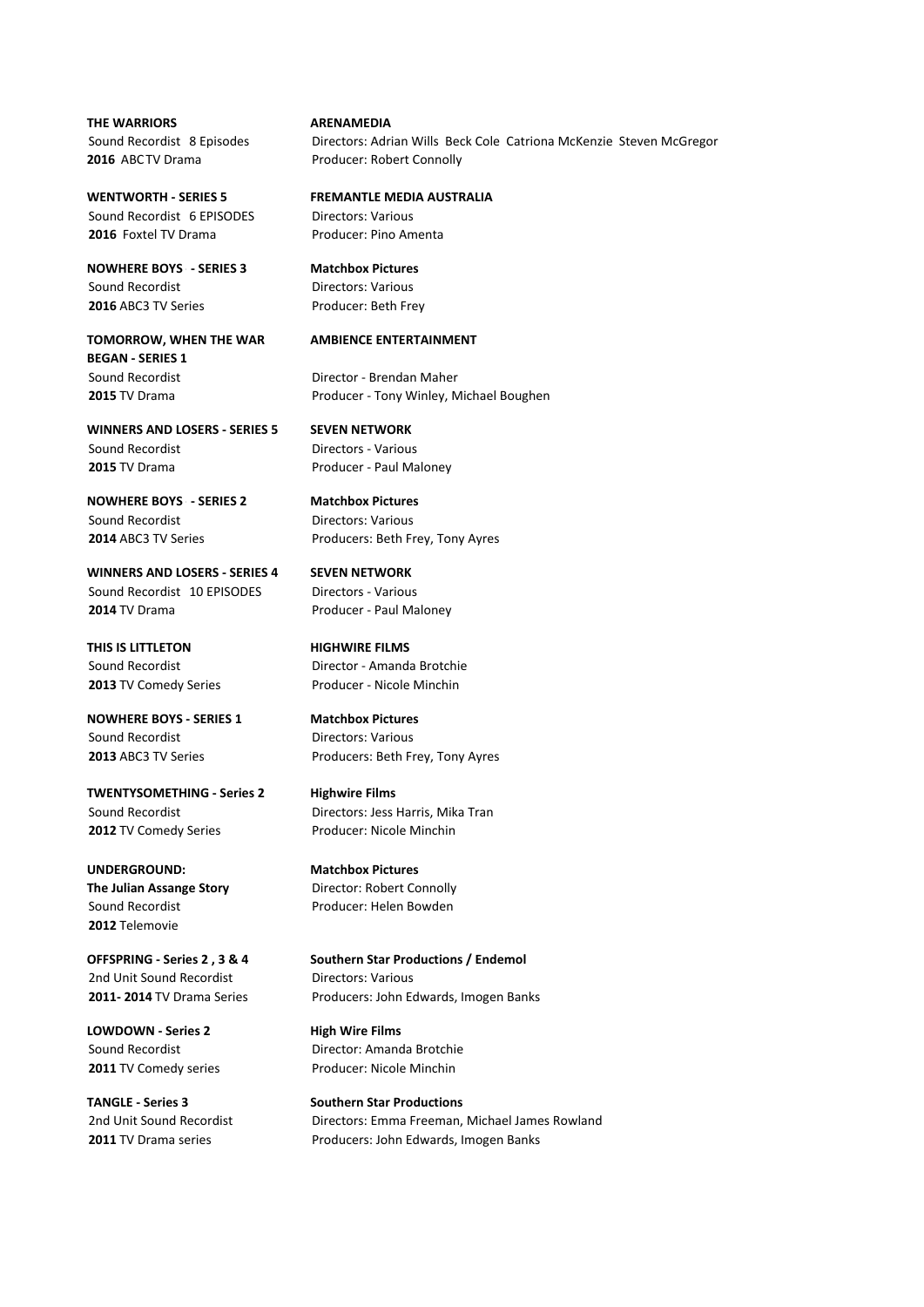**THE WARRIORS**
Sound Recordist 8 Episodes
**2016** ABC TV Drama

**ARENAMEDIA**
Directors: Adrian Wills Beck Cole Catriona McKenzie Steven McGregor
Producer: Robert Connolly

**WENTWORTH - SERIES 5**
Sound Recordist 6 EPISODES
**2016** Foxtel TV Drama

**FREMANTLE MEDIA AUSTRALIA**
Directors: Various
Producer: Pino Amenta

**NOWHERE BOYS - SERIES 3**
Sound Recordist
**2016** ABC3 TV Series

**Matchbox Pictures**
Directors: Various
Producer: Beth Frey

**TOMORROW, WHEN THE WAR BEGAN - SERIES 1**
Sound Recordist
**2015** TV Drama

**AMBIENCE ENTERTAINMENT**
Director - Brendan Maher
Producer - Tony Winley, Michael Boughen

**WINNERS AND LOSERS - SERIES 5**
Sound Recordist
**2015** TV Drama

**SEVEN NETWORK**
Directors - Various
Producer - Paul Maloney

**NOWHERE BOYS - SERIES 2**
Sound Recordist
**2014** ABC3 TV Series

**Matchbox Pictures**
Directors: Various
Producers: Beth Frey, Tony Ayres

**WINNERS AND LOSERS - SERIES 4**
Sound Recordist 10 EPISODES
**2014** TV Drama

**SEVEN NETWORK**
Directors - Various
Producer - Paul Maloney

**THIS IS LITTLETON**
Sound Recordist
**2013** TV Comedy Series

**HIGHWIRE FILMS**
Director - Amanda Brotchie
Producer - Nicole Minchin

**NOWHERE BOYS - SERIES 1**
Sound Recordist
**2013** ABC3 TV Series

**Matchbox Pictures**
Directors: Various
Producers: Beth Frey, Tony Ayres

**TWENTYSOMETHING - Series 2**
Sound Recordist
**2012** TV Comedy Series

**Highwire Films**
Directors: Jess Harris, Mika Tran
Producer: Nicole Minchin

**UNDERGROUND: The Julian Assange Story**
Sound Recordist
**2012** Telemovie

**Matchbox Pictures**
Director: Robert Connolly
Producer: Helen Bowden

**OFFSPRING - Series 2 , 3 & 4**
2nd Unit Sound Recordist
**2011- 2014** TV Drama Series

**Southern Star Productions / Endemol**
Directors: Various
Producers: John Edwards, Imogen Banks

**LOWDOWN - Series 2**
Sound Recordist
**2011** TV Comedy series

**High Wire Films**
Director: Amanda Brotchie
Producer: Nicole Minchin

**TANGLE - Series 3**
2nd Unit Sound Recordist
**2011** TV Drama series

**Southern Star Productions**
Directors: Emma Freeman, Michael James Rowland
Producers: John Edwards, Imogen Banks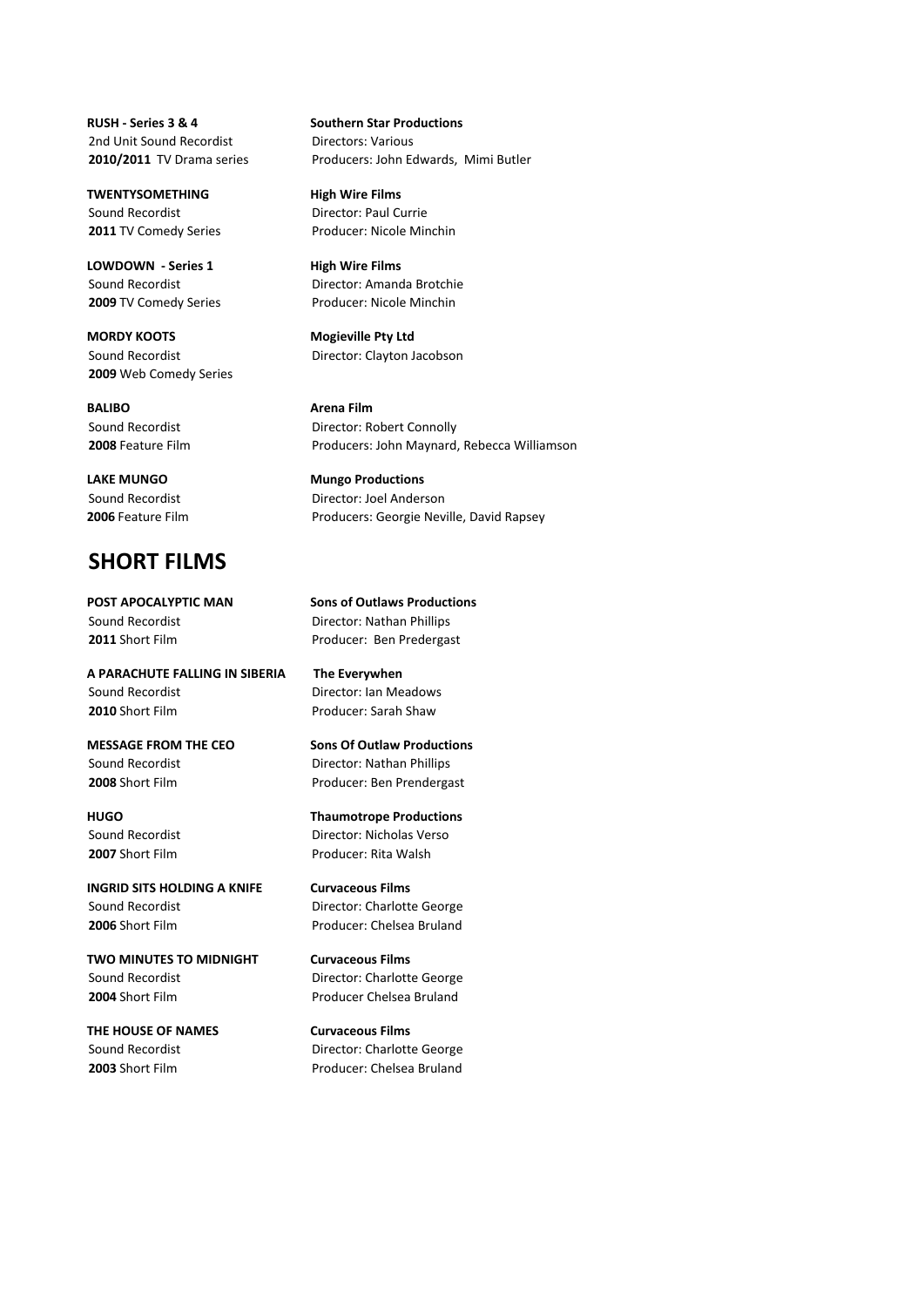**RUSH - Series 3 & 4**
2nd Unit Sound Recordist
**2010/2011** TV Drama series

**Southern Star Productions**
Directors: Various
Producers: John Edwards, Mimi Butler

**TWENTYSOMETHING**
Sound Recordist
**2011** TV Comedy Series

**High Wire Films**
Director: Paul Currie
Producer: Nicole Minchin

**LOWDOWN - Series 1**
Sound Recordist
**2009** TV Comedy Series

**High Wire Films**
Director: Amanda Brotchie
Producer: Nicole Minchin

**MORDY KOOTS**
Sound Recordist
**2009** Web Comedy Series

**Mogieville Pty Ltd**
Director: Clayton Jacobson

**BALIBO**
Sound Recordist
**2008** Feature Film

**Arena Film**
Director: Robert Connolly
Producers: John Maynard, Rebecca Williamson

**LAKE MUNGO**
Sound Recordist
**2006** Feature Film

**Mungo Productions**
Director: Joel Anderson
Producers: Georgie Neville, David Rapsey

# SHORT FILMS

**POST APOCALYPTIC MAN**
Sound Recordist
**2011** Short Film

**Sons of Outlaws Productions**
Director: Nathan Phillips
Producer: Ben Predergast

**A PARACHUTE FALLING IN SIBERIA**
Sound Recordist
**2010** Short Film

**The Everywhen**
Director: Ian Meadows
Producer: Sarah Shaw

**MESSAGE FROM THE CEO**
Sound Recordist
**2008** Short Film

**Sons Of Outlaw Productions**
Director: Nathan Phillips
Producer: Ben Prendergast

**HUGO**
Sound Recordist
**2007** Short Film

**Thaumotrope Productions**
Director: Nicholas Verso
Producer: Rita Walsh

**INGRID SITS HOLDING A KNIFE**
Sound Recordist
**2006** Short Film

**Curvaceous Films**
Director: Charlotte George
Producer: Chelsea Bruland

**TWO MINUTES TO MIDNIGHT**
Sound Recordist
**2004** Short Film

**Curvaceous Films**
Director: Charlotte George
Producer Chelsea Bruland

**THE HOUSE OF NAMES**
Sound Recordist
**2003** Short Film

**Curvaceous Films**
Director: Charlotte George
Producer: Chelsea Bruland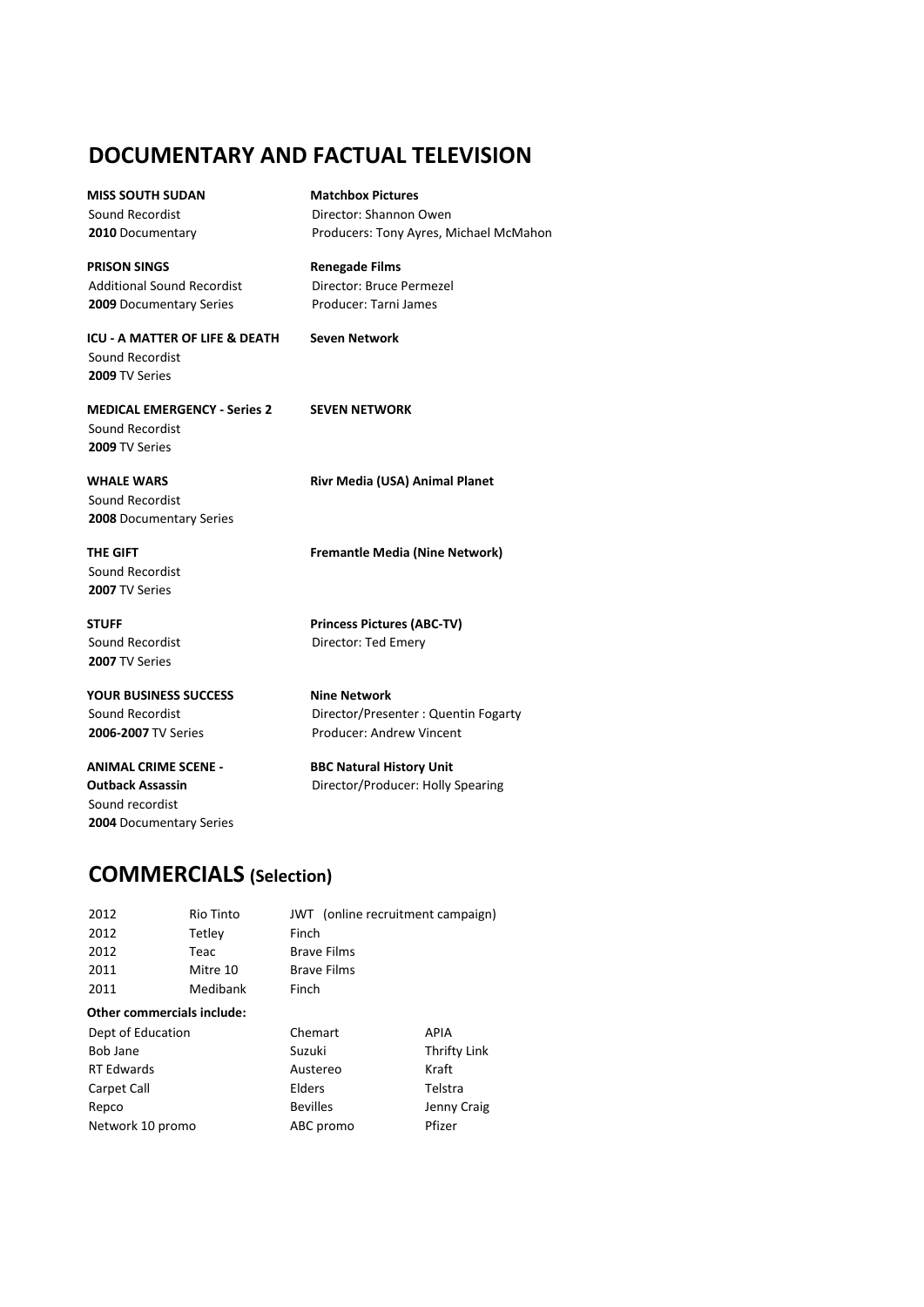## DOCUMENTARY AND FACTUAL TELEVISION

**MISS SOUTH SUDAN** — **Matchbox Pictures**
Sound Recordist — Director: Shannon Owen
**2010** Documentary — Producers: Tony Ayres, Michael McMahon

**PRISON SINGS** — **Renegade Films**
Additional Sound Recordist — Director: Bruce Permezel
**2009** Documentary Series — Producer: Tarni James

**ICU - A MATTER OF LIFE & DEATH** — **Seven Network**
Sound Recordist
**2009** TV Series

**MEDICAL EMERGENCY - Series 2** — **SEVEN NETWORK**
Sound Recordist
**2009** TV Series

**WHALE WARS** — **Rivr Media (USA) Animal Planet**
Sound Recordist
**2008** Documentary Series

**THE GIFT** — **Fremantle Media (Nine Network)**
Sound Recordist
**2007** TV Series

**STUFF** — **Princess Pictures (ABC-TV)**
Sound Recordist — Director: Ted Emery
**2007** TV Series

**YOUR BUSINESS SUCCESS** — **Nine Network**
Sound Recordist — Director/Presenter : Quentin Fogarty
**2006-2007** TV Series — Producer: Andrew Vincent

**ANIMAL CRIME SCENE - Outback Assassin** — **BBC Natural History Unit**
Sound recordist — Director/Producer: Holly Spearing
**2004** Documentary Series

## COMMERCIALS (Selection)

| | | |
|---|---|---|
| 2012 | Rio Tinto | JWT (online recruitment campaign) |
| 2012 | Tetley | Finch |
| 2012 | Teac | Brave Films |
| 2011 | Mitre 10 | Brave Films |
| 2011 | Medibank | Finch |

**Other commercials include:**

| | | |
|---|---|---|
| Dept of Education | Chemart | APIA |
| Bob Jane | Suzuki | Thrifty Link |
| RT Edwards | Austereo | Kraft |
| Carpet Call | Elders | Telstra |
| Repco | Bevilles | Jenny Craig |
| Network 10 promo | ABC promo | Pfizer |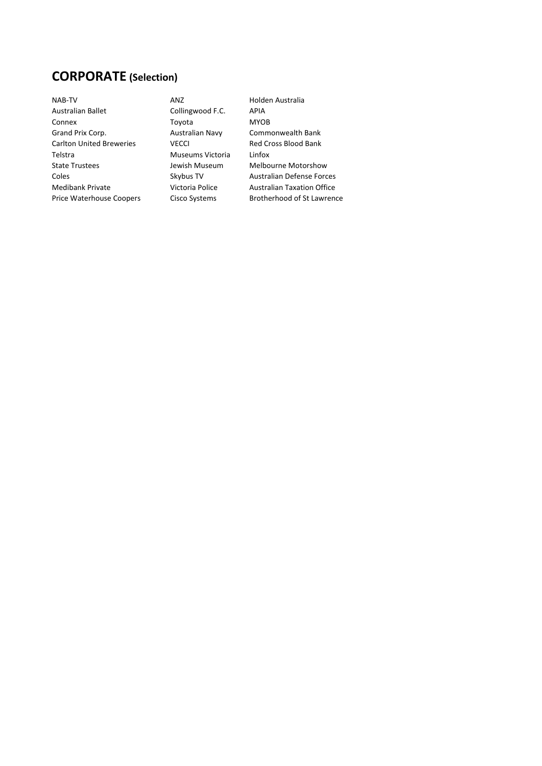## CORPORATE (Selection)

| | | |
|---|---|---|
| NAB-TV | ANZ | Holden Australia |
| Australian Ballet | Collingwood F.C. | APIA |
| Connex | Toyota | MYOB |
| Grand Prix Corp. | Australian Navy | Commonwealth Bank |
| Carlton United Breweries | VECCI | Red Cross Blood Bank |
| Telstra | Museums Victoria | Linfox |
| State Trustees | Jewish Museum | Melbourne Motorshow |
| Coles | Skybus TV | Australian Defense Forces |
| Medibank Private | Victoria Police | Australian Taxation Office |
| Price Waterhouse Coopers | Cisco Systems | Brotherhood of St Lawrence |